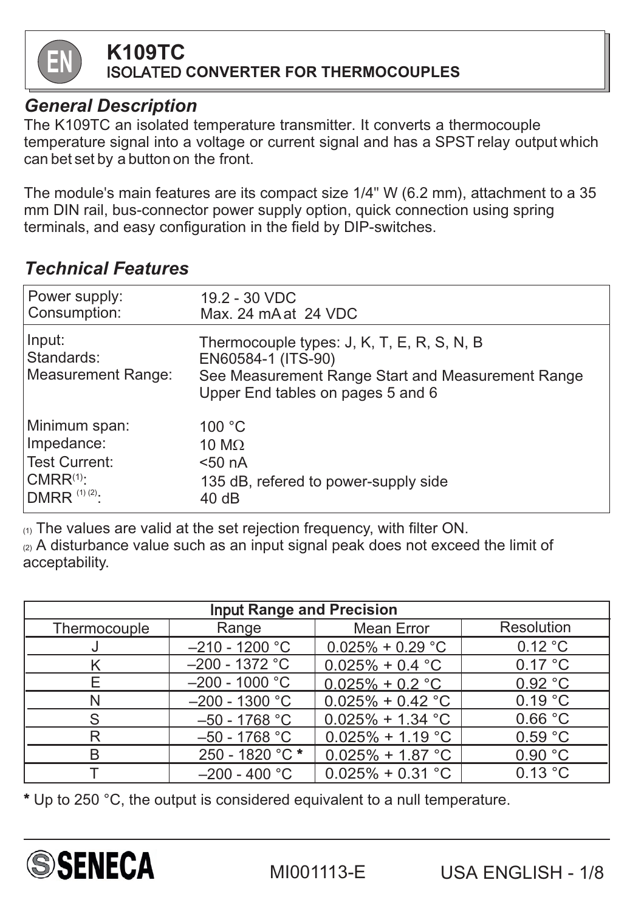# K109TC
## ISOLATED CONVERTER FOR THERMOCOUPLES

## *General Description*

The K109TC an isolated temperature transmitter. It converts a thermocouple temperature signal into a voltage or current signal and has a SPST relay output which can bet set by a button on the front.

The module's main features are its compact size 1/4" W (6.2 mm), attachment to a 35 mm DIN rail, bus-connector power supply option, quick connection using spring terminals, and easy configuration in the field by DIP-switches.

## *Technical Features*

| | |
|---|---|
| Power supply:<br>Consumption: | 19.2 - 30 VDC<br>Max. 24 mA at 24 VDC |
| Input:<br>Standards:<br>Measurement Range: | Thermocouple types: J, K, T, E, R, S, N, B<br>EN60584-1 (ITS-90)<br>See Measurement Range Start and Measurement Range Upper End tables on pages 5 and 6 |
| Minimum span:<br>Impedance:<br>Test Current:<br>CMRR[1]:<br>DMRR [1][2]: | 100 °C<br>10 MΩ<br><50 nA<br>135 dB, refered to power-supply side<br>40 dB |

(1) The values are valid at the set rejection frequency, with filter ON.
(2) A disturbance value such as an input signal peak does not exceed the limit of acceptability.

| Input Range and Precision | | | |
|---|---|---|---|
| Thermocouple | Range | Mean Error | Resolution |
| J | –210 - 1200 °C | 0.025% + 0.29 °C | 0.12 °C |
| K | –200 - 1372 °C | 0.025% + 0.4 °C | 0.17 °C |
| E | –200 - 1000 °C | 0.025% + 0.2 °C | 0.92 °C |
| N | –200 - 1300 °C | 0.025% + 0.42 °C | 0.19 °C |
| S | –50 - 1768 °C | 0.025% + 1.34 °C | 0.66 °C |
| R | –50 - 1768 °C | 0.025% + 1.19 °C | 0.59 °C |
| B | 250 - 1820 °C * | 0.025% + 1.87 °C | 0.90 °C |
| T | –200 - 400 °C | 0.025% + 0.31 °C | 0.13 °C |

**\*** Up to 250 °C, the output is considered equivalent to a null temperature.

SENECA

MI001113-E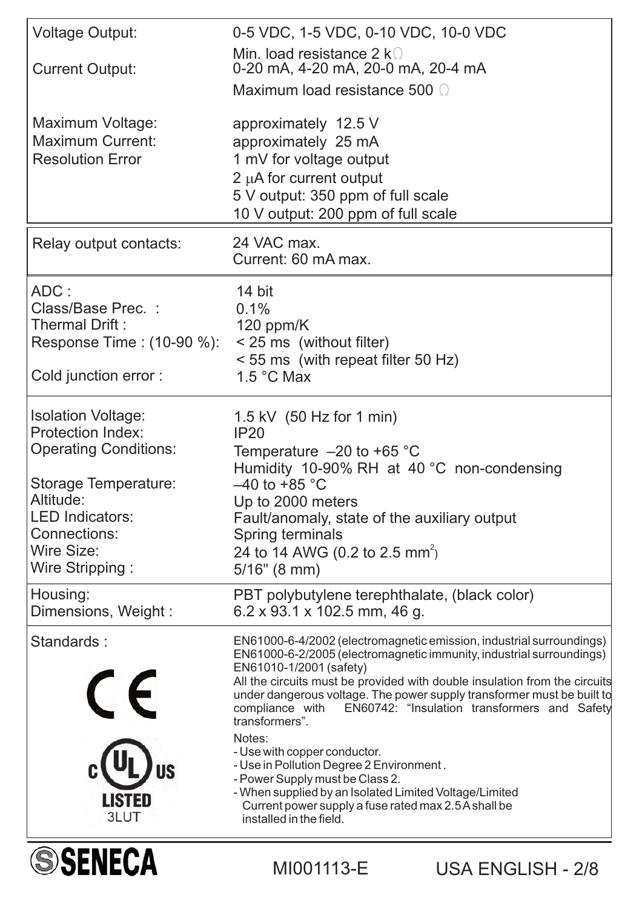| | |
|---|---|
| Voltage Output: | 0-5 VDC, 1-5 VDC, 0-10 VDC, 10-0 VDC<br>Min. load resistance 2 kΩ |
| Current Output: | 0-20 mA, 4-20 mA, 20-0 mA, 20-4 mA<br>Maximum load resistance 500 Ω |
| Maximum Voltage: | approximately 12.5 V |
| Maximum Current: | approximately 25 mA |
| Resolution Error | 1 mV for voltage output<br>2 μA for current output<br>5 V output: 350 ppm of full scale<br>10 V output: 200 ppm of full scale |
| Relay output contacts: | 24 VAC max.<br>Current: 60 mA max. |
| ADC : | 14 bit |
| Class/Base Prec. : | 0.1% |
| Thermal Drift : | 120 ppm/K |
| Response Time : (10-90 %): | < 25 ms (without filter)<br>< 55 ms (with repeat filter 50 Hz) |
| Cold junction error : | 1.5 °C Max |
| Isolation Voltage: | 1.5 kV (50 Hz for 1 min) |
| Protection Index: | IP20 |
| Operating Conditions: | Temperature –20 to +65 °C<br>Humidity 10-90% RH at 40 °C non-condensing |
| Storage Temperature: | –40 to +85 °C |
| Altitude: | Up to 2000 meters |
| LED Indicators: | Fault/anomaly, state of the auxiliary output |
| Connections: | Spring terminals |
| Wire Size: | 24 to 14 AWG (0.2 to 2.5 mm$^2$) |
| Wire Stripping : | 5/16" (8 mm) |
| Housing: | PBT polybutylene terephthalate, (black color) |
| Dimensions, Weight : | 6.2 x 93.1 x 102.5 mm, 46 g. |
| Standards :<br>CE<br>c UL US LISTED 3LUT | EN61000-6-4/2002 (electromagnetic emission, industrial surroundings)<br>EN61000-6-2/2005 (electromagnetic immunity, industrial surroundings)<br>EN61010-1/2001 (safety)<br>All the circuits must be provided with double insulation from the circuits under dangerous voltage. The power supply transformer must be built to compliance with EN60742: "Insulation transformers and Safety transformers".<br>Notes:<br>- Use with copper conductor.<br>- Use in Pollution Degree 2 Environment .<br>- Power Supply must be Class 2.<br>- When supplied by an Isolated Limited Voltage/Limited Current power supply a fuse rated max 2.5 A shall be installed in the field. |

SENECA MI001113-E USA ENGLISH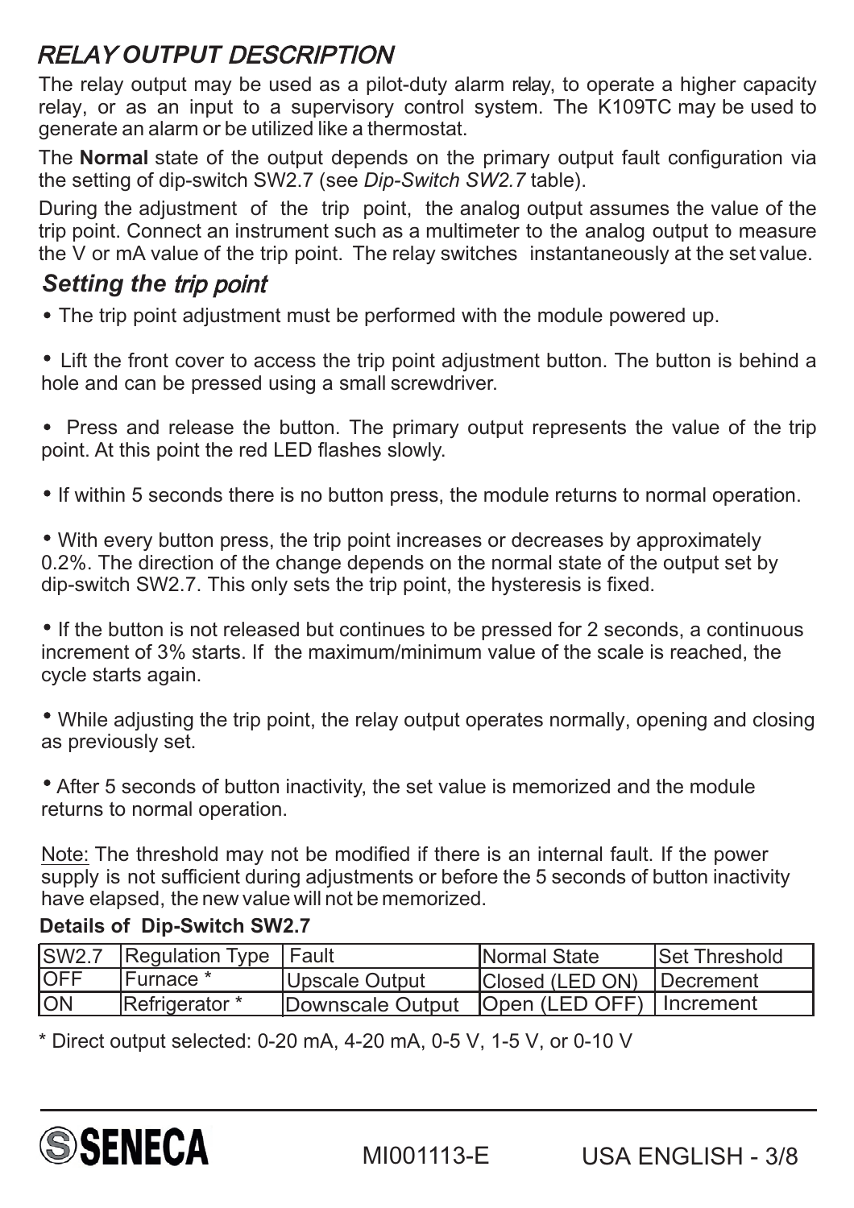## *RELAY OUTPUT DESCRIPTION*

The relay output may be used as a pilot-duty alarm relay, to operate a higher capacity relay, or as an input to a supervisory control system. The K109TC may be used to generate an alarm or be utilized like a thermostat.

The **Normal** state of the output depends on the primary output fault configuration via the setting of dip-switch SW2.7 (see *Dip-Switch SW2.7* table).

During the adjustment of the trip point, the analog output assumes the value of the trip point. Connect an instrument such as a multimeter to the analog output to measure the V or mA value of the trip point. The relay switches instantaneously at the set value.

### *Setting the trip point*

- The trip point adjustment must be performed with the module powered up.
- Lift the front cover to access the trip point adjustment button. The button is behind a hole and can be pressed using a small screwdriver.
- Press and release the button. The primary output represents the value of the trip point. At this point the red LED flashes slowly.
- If within 5 seconds there is no button press, the module returns to normal operation.
- With every button press, the trip point increases or decreases by approximately 0.2%. The direction of the change depends on the normal state of the output set by dip-switch SW2.7. This only sets the trip point, the hysteresis is fixed.
- If the button is not released but continues to be pressed for 2 seconds, a continuous increment of 3% starts. If the maximum/minimum value of the scale is reached, the cycle starts again.
- While adjusting the trip point, the relay output operates normally, opening and closing as previously set.
- After 5 seconds of button inactivity, the set value is memorized and the module returns to normal operation.

Note: The threshold may not be modified if there is an internal fault. If the power supply is not sufficient during adjustments or before the 5 seconds of button inactivity have elapsed, the new value will not be memorized.

**Details of Dip-Switch SW2.7**

| SW2.7 | Regulation Type | Fault | Normal State | Set Threshold |
|---|---|---|---|---|
| OFF | Furnace * | Upscale Output | Closed (LED ON) | Decrement |
| ON | Refrigerator * | Downscale Output | Open (LED OFF) | Increment |

* Direct output selected: 0-20 mA, 4-20 mA, 0-5 V, 1-5 V, or 0-10 V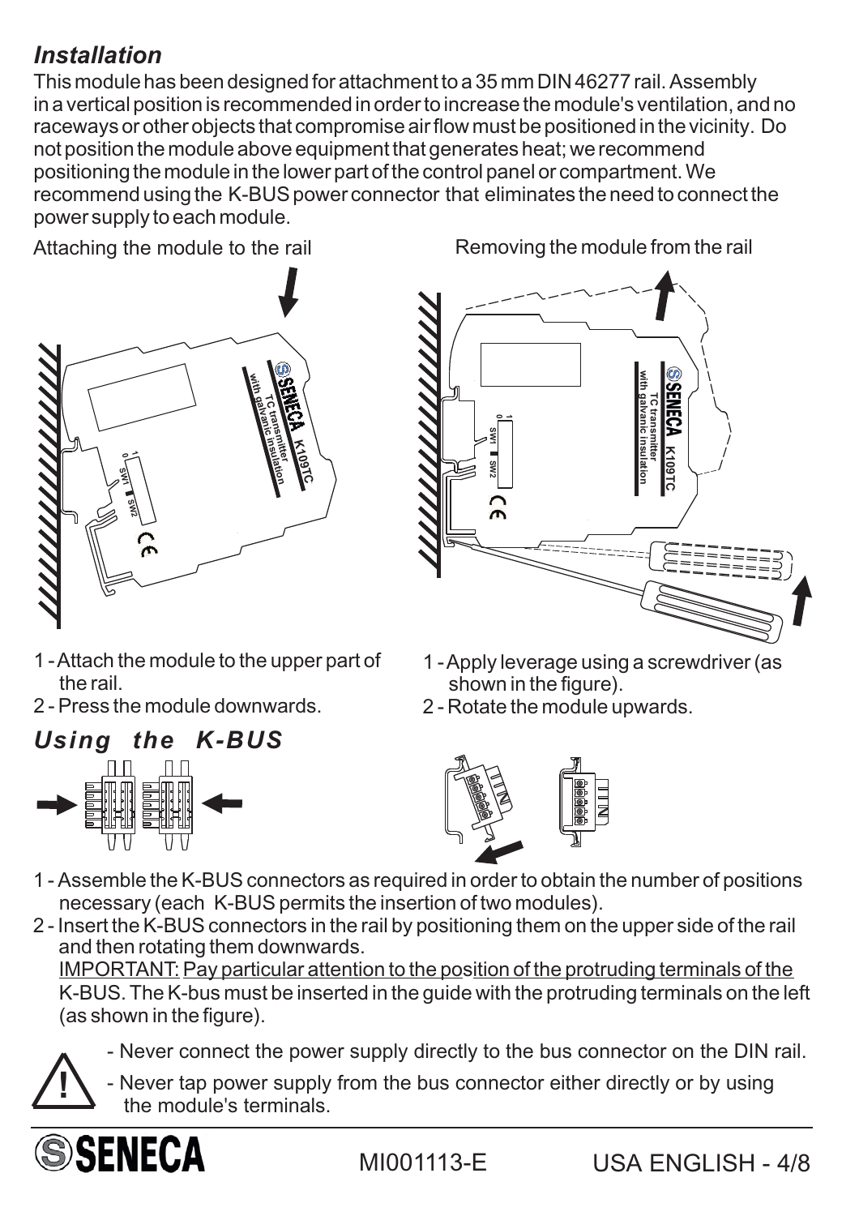## *Installation*

This module has been designed for attachment to a 35 mm DIN 46277 rail. Assembly in a vertical position is recommended in order to increase the module's ventilation, and no raceways or other objects that compromise air flow must be positioned in the vicinity. Do not position the module above equipment that generates heat; we recommend positioning the module in the lower part of the control panel or compartment. We recommend using the K-BUS power connector that eliminates the need to connect the power supply to each module.

Attaching the module to the rail

1 - Attach the module to the upper part of the rail.
2 - Press the module downwards.

Removing the module from the rail

1 - Apply leverage using a screwdriver (as shown in the figure).
2 - Rotate the module upwards.

## *Using the K-BUS*

1 - Assemble the K-BUS connectors as required in order to obtain the number of positions necessary (each K-BUS permits the insertion of two modules).
2 - Insert the K-BUS connectors in the rail by positioning them on the upper side of the rail and then rotating them downwards.
<u>IMPORTANT: Pay particular attention to the position of the protruding terminals of the</u> K-BUS. The K-bus must be inserted in the guide with the protruding terminals on the left (as shown in the figure).

- Never connect the power supply directly to the bus connector on the DIN rail.
- Never tap power supply from the bus connector either directly or by using the module's terminals.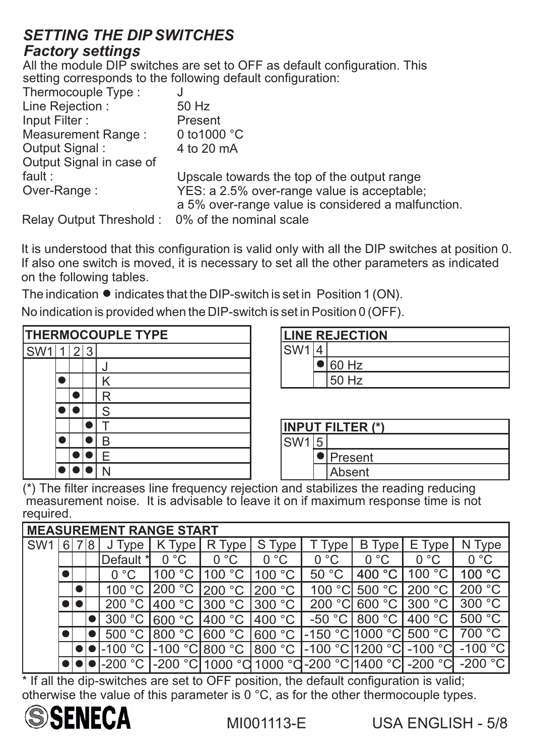## *SETTING THE DIP SWITCHES*

### *Factory settings*

All the module DIP switches are set to OFF as default configuration. This setting corresponds to the following default configuration:

| | |
|---|---|
| Thermocouple Type : | J |
| Line Rejection : | 50 Hz |
| Input Filter : | Present |
| Measurement Range : | 0 to1000 °C |
| Output Signal : | 4 to 20 mA |
| Output Signal in case of fault : | Upscale towards the top of the output range |
| Over-Range : | YES: a 2.5% over-range value is acceptable; a 5% over-range value is considered a malfunction. |
| Relay Output Threshold : | 0% of the nominal scale |

It is understood that this configuration is valid only with all the DIP switches at position 0. If also one switch is moved, it is necessary to set all the other parameters as indicated on the following tables.

The indication ● indicates that the DIP-switch is set in Position 1 (ON).

No indication is provided when the DIP-switch is set in Position 0 (OFF).

**THERMOCOUPLE TYPE**

| SW1 | 1 | 2 | 3 | |
|---|---|---|---|---|
| | | | | J |
| | ● | | | K |
| | | ● | | R |
| | ● | ● | | S |
| | | | ● | T |
| | ● | | ● | B |
| | | ● | ● | E |
| | ● | ● | ● | N |

**LINE REJECTION**

| SW1 | 4 | |
|---|---|---|
| | ● | 60 Hz |
| | | 50 Hz |

**INPUT FILTER (*)**

| SW1 | 5 | |
|---|---|---|
| | ● | Present |
| | | Absent |

(*) The filter increases line frequency rejection and stabilizes the reading reducing measurement noise. It is advisable to leave it on if maximum response time is not required.

**MEASUREMENT RANGE START**

| SW1 | 6 | 7 | 8 | J Type | K Type | R Type | S Type | T Type | B Type | E Type | N Type |
|---|---|---|---|---|---|---|---|---|---|---|---|
| | | | | Default * | 0 °C | 0 °C | 0 °C | 0 °C | 0 °C | 0 °C | 0 °C |
| | ● | | | 0 °C | 100 °C | 100 °C | 100 °C | 50 °C | 400 °C | 100 °C | 100 °C |
| | | ● | | 100 °C | 200 °C | 200 °C | 200 °C | 100 °C | 500 °C | 200 °C | 200 °C |
| | ● | ● | | 200 °C | 400 °C | 300 °C | 300 °C | 200 °C | 600 °C | 300 °C | 300 °C |
| | | | ● | 300 °C | 600 °C | 400 °C | 400 °C | -50 °C | 800 °C | 400 °C | 500 °C |
| | ● | | ● | 500 °C | 800 °C | 600 °C | 600 °C | -150 °C | 1000 °C | 500 °C | 700 °C |
| | | ● | ● | -100 °C | -100 °C | 800 °C | 800 °C | -100 °C | 1200 °C | -100 °C | -100 °C |
| | ● | ● | ● | -200 °C | -200 °C | 1000 °C | 1000 °C | -200 °C | 1400 °C | -200 °C | -200 °C |

* If all the dip-switches are set to OFF position, the default configuration is valid; otherwise the value of this parameter is 0 °C, as for the other thermocouple types.

SENECA MI001113-E USA ENGLISH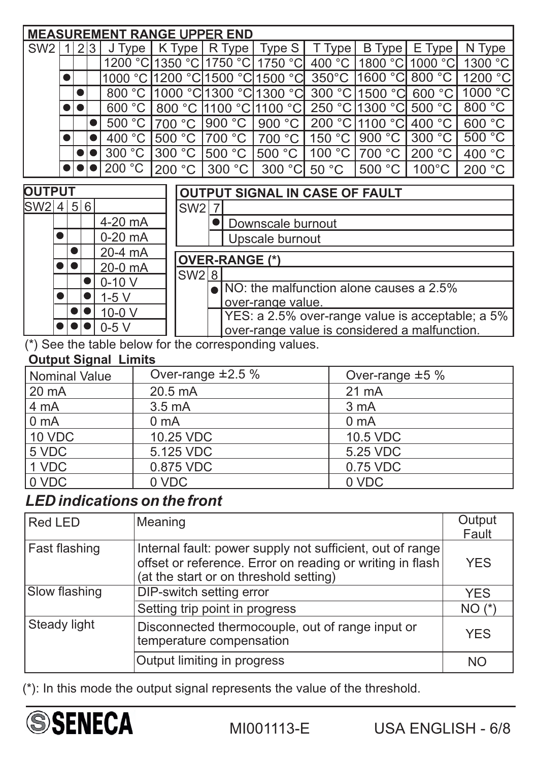**MEASUREMENT RANGE UPPER END**

| SW2 | 1 | 2 | 3 | J Type | K Type | R Type | Type S | T Type | B Type | E Type | N Type |
|---|---|---|---|---|---|---|---|---|---|---|---|
| | | | | 1200 °C | 1350 °C | 1750 °C | 1750 °C | 400 °C | 1800 °C | 1000 °C | 1300 °C |
| | ● | | | 1000 °C | 1200 °C | 1500 °C | 1500 °C | 350°C | 1600 °C | 800 °C | 1200 °C |
| | | ● | | 800 °C | 1000 °C | 1300 °C | 1300 °C | 300 °C | 1500 °C | 600 °C | 1000 °C |
| | ● | ● | | 600 °C | 800 °C | 1100 °C | 1100 °C | 250 °C | 1300 °C | 500 °C | 800 °C |
| | | | ● | 500 °C | 700 °C | 900 °C | 900 °C | 200 °C | 1100 °C | 400 °C | 600 °C |
| | ● | | ● | 400 °C | 500 °C | 700 °C | 700 °C | 150 °C | 900 °C | 300 °C | 500 °C |
| | | ● | ● | 300 °C | 300 °C | 500 °C | 500 °C | 100 °C | 700 °C | 200 °C | 400 °C |
| | ● | ● | ● | 200 °C | 200 °C | 300 °C | 300 °C | 50 °C | 500 °C | 100°C | 200 °C |

**OUTPUT**

| SW2 | 4 | 5 | 6 | |
|---|---|---|---|---|
| | | | | 4-20 mA |
| | ● | | | 0-20 mA |
| | | ● | | 20-4 mA |
| | ● | ● | | 20-0 mA |
| | | | ● | 0-10 V |
| | ● | | ● | 1-5 V |
| | | ● | ● | 10-0 V |
| | ● | ● | ● | 0-5 V |

**OUTPUT SIGNAL IN CASE OF FAULT**

| SW2 | 7 | |
|---|---|---|
| | ● | Downscale burnout |
| | | Upscale burnout |

**OVER-RANGE (*)**

| SW2 | 8 | |
|---|---|---|
| | ● | NO: the malfunction alone causes a 2.5% over-range value. |
| | | YES: a 2.5% over-range value is acceptable; a 5% over-range value is considered a malfunction. |

(*) See the table below for the corresponding values.

**Output Signal Limits**

| Nominal Value | Over-range ±2.5 % | Over-range ±5 % |
|---|---|---|
| 20 mA | 20.5 mA | 21 mA |
| 4 mA | 3.5 mA | 3 mA |
| 0 mA | 0 mA | 0 mA |
| 10 VDC | 10.25 VDC | 10.5 VDC |
| 5 VDC | 5.125 VDC | 5.25 VDC |
| 1 VDC | 0.875 VDC | 0.75 VDC |
| 0 VDC | 0 VDC | 0 VDC |

## *LED indications on the front*

| Red LED | Meaning | Output Fault |
|---|---|---|
| Fast flashing | Internal fault: power supply not sufficient, out of range offset or reference. Error on reading or writing in flash (at the start or on threshold setting) | YES |
| Slow flashing | DIP-switch setting error | YES |
| | Setting trip point in progress | NO (*) |
| Steady light | Disconnected thermocouple, out of range input or temperature compensation | YES |
| | Output limiting in progress | NO |

(*): In this mode the output signal represents the value of the threshold.

SENECA MI001113-E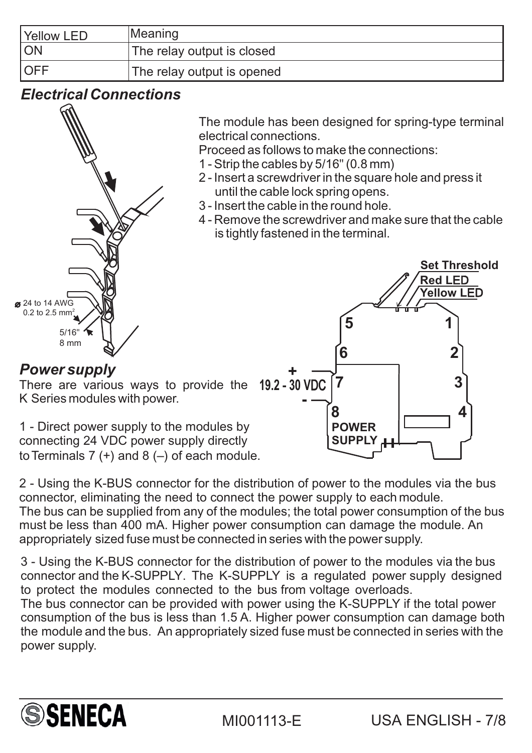| Yellow LED | Meaning |
|---|---|
| ON | The relay output is closed |
| OFF | The relay output is opened |

## *Electrical Connections*

The module has been designed for spring-type terminal electrical connections.

Proceed as follows to make the connections:

1 - Strip the cables by 5/16" (0.8 mm)
2 - Insert a screwdriver in the square hole and press it until the cable lock spring opens.
3 - Insert the cable in the round hole.
4 - Remove the screwdriver and make sure that the cable is tightly fastened in the terminal.

## *Power supply*

There are various ways to provide the K Series modules with power.

1 - Direct power supply to the modules by connecting 24 VDC power supply directly to Terminals 7 (+) and 8 (–) of each module.

2 - Using the K-BUS connector for the distribution of power to the modules via the bus connector, eliminating the need to connect the power supply to each module.
The bus can be supplied from any of the modules; the total power consumption of the bus must be less than 400 mA. Higher power consumption can damage the module. An appropriately sized fuse must be connected in series with the power supply.

3 - Using the K-BUS connector for the distribution of power to the modules via the bus connector and the K-SUPPLY. The K-SUPPLY is a regulated power supply designed to protect the modules connected to the bus from voltage overloads.
The bus connector can be provided with power using the K-SUPPLY if the total power consumption of the bus is less than 1.5 A. Higher power consumption can damage both the module and the bus. An appropriately sized fuse must be connected in series with the power supply.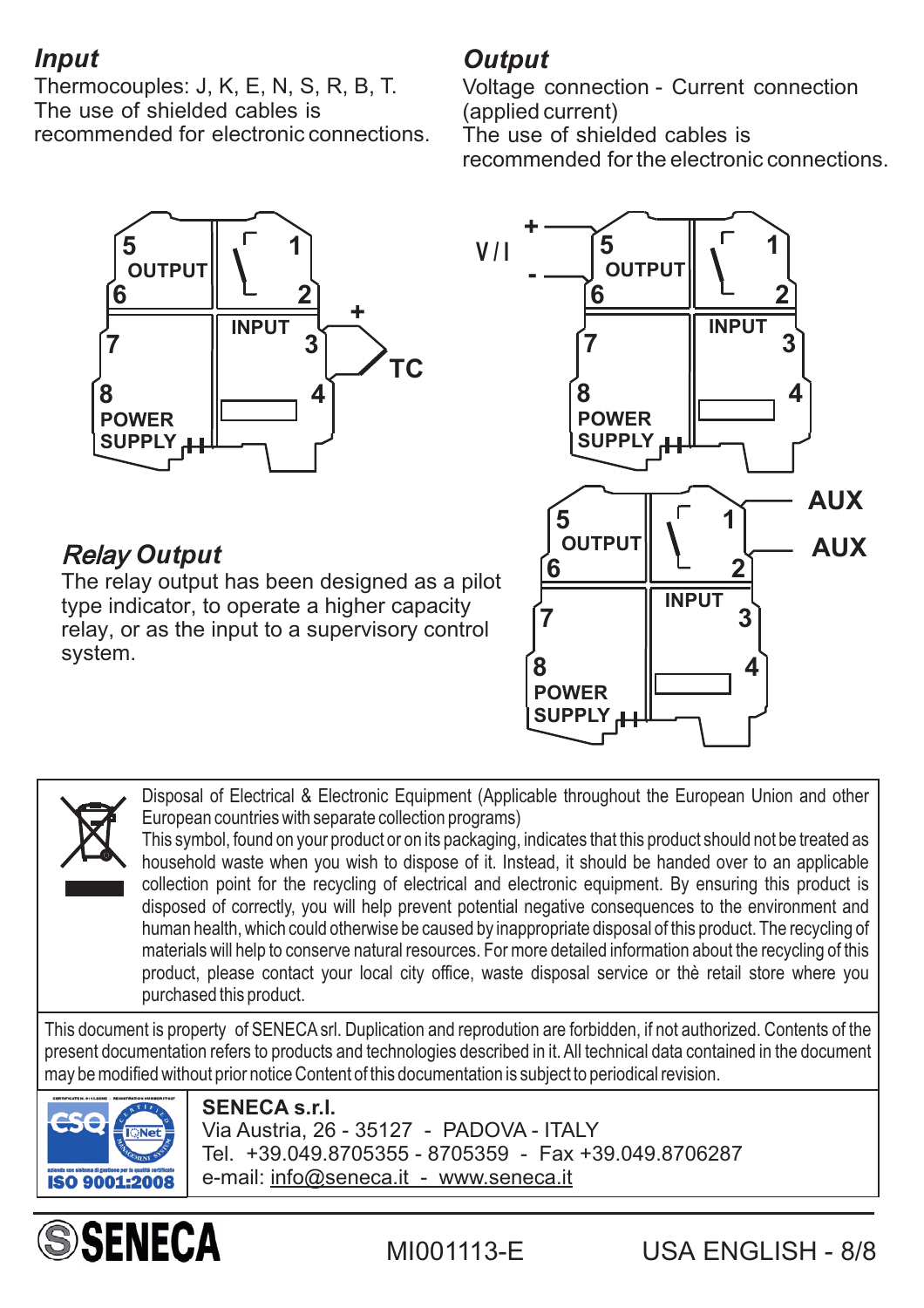## *Input*

Thermocouples: J, K, E, N, S, R, B, T.
The use of shielded cables is recommended for electronic connections.

## *Output*

Voltage connection - Current connection (applied current)
The use of shielded cables is recommended for the electronic connections.

5
OUTPUT
6
1
2
INPUT
3
+
TC
7
4
8
POWER
SUPPLY

V / I
+
-
5
OUTPUT
6
1
2
INPUT
3
7
4
8
POWER
SUPPLY

## *Relay Output*

The relay output has been designed as a pilot type indicator, to operate a higher capacity relay, or as the input to a supervisory control system.

5
OUTPUT
6
1
AUX
2
AUX
INPUT
3
7
4
8
POWER
SUPPLY

Disposal of Electrical & Electronic Equipment (Applicable throughout the European Union and other European countries with separate collection programs)
This symbol, found on your product or on its packaging, indicates that this product should not be treated as household waste when you wish to dispose of it. Instead, it should be handed over to an applicable collection point for the recycling of electrical and electronic equipment. By ensuring this product is disposed of correctly, you will help prevent potential negative consequences to the environment and human health, which could otherwise be caused by inappropriate disposal of this product. The recycling of materials will help to conserve natural resources. For more detailed information about the recycling of this product, please contact your local city office, waste disposal service or thè retail store where you purchased this product.

This document is property of SENECA srl. Duplication and reprodution are forbidden, if not authorized. Contents of the present documentation refers to products and technologies described in it. All technical data contained in the document may be modified without prior notice Content of this documentation is subject to periodical revision.

ISO 9001:2008

**SENECA s.r.l.**
Via Austria, 26 - 35127 - PADOVA - ITALY
Tel. +39.049.8705355 - 8705359 - Fax +39.049.8706287
e-mail: info@seneca.it - www.seneca.it

SENECA

MI001113-E

USA ENGLISH